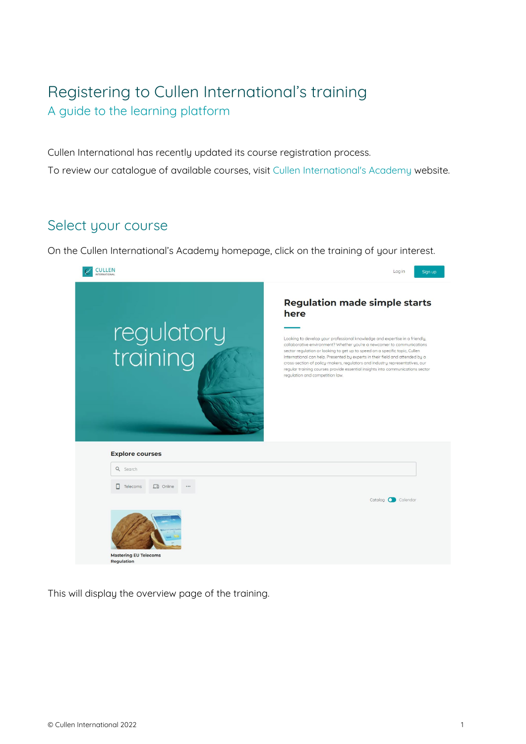# Registering to Cullen International's training

## A guide to the learning platform

Cullen International has recently updated its course registration process.

To review our catalogue of available courses, visit Cullen International's Academy website.

## Select your course

On the Cullen International's Academy homepage, click on the training of your interest.

This will display the overview page of the training.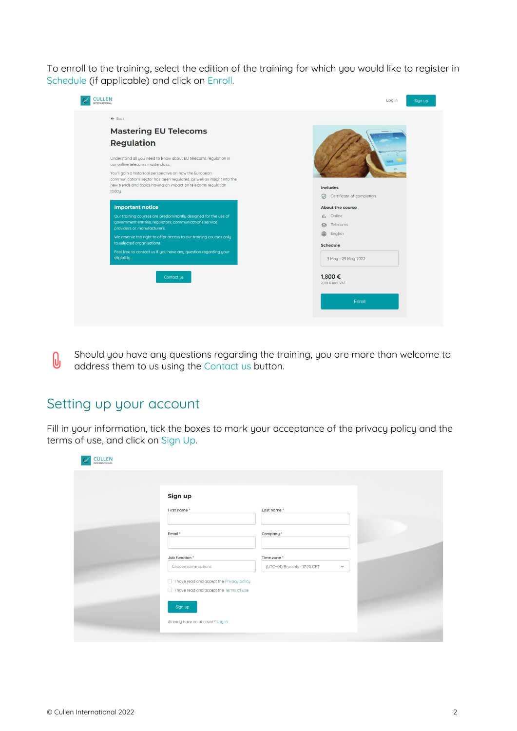To enroll to the training, select the edition of the training for which you would like to register in Schedule (if applicable) and click on Enroll.

Should you have any questions regarding the training, you are more than welcome to address them to us using the Contact us button.

## Setting up your account

Fill in your information, tick the boxes to mark your acceptance of the privacy policy and the terms of use, and click on Sign Up.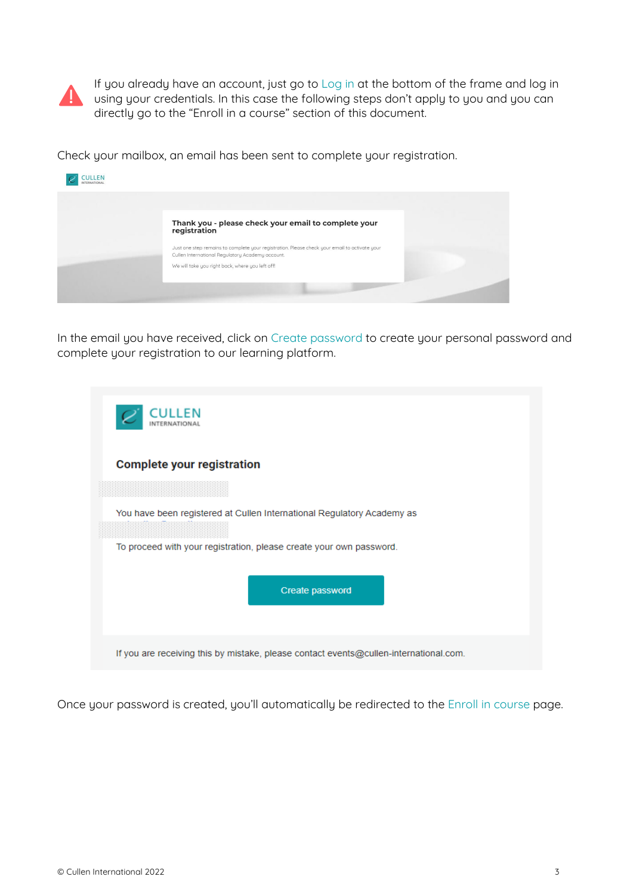If you already have an account, just go to Log in at the bottom of the frame and log in using your credentials. In this case the following steps don't apply to you and you can directly go to the "Enroll in a course" section of this document.

Check your mailbox, an email has been sent to complete your registration.

**Thank you - please check your email to complete your registration**

Just one step remains to complete your registration. Please check your email to activate your Cullen International Regulatory Academy account.

We will take you right back, where you left off!

In the email you have received, click on Create password to create your personal password and complete your registration to our learning platform.

CULLEN INTERNATIONAL

**Complete your registration**

You have been registered at Cullen International Regulatory Academy as

To proceed with your registration, please create your own password.

Create password

If you are receiving this by mistake, please contact events@cullen-international.com.

Once your password is created, you'll automatically be redirected to the Enroll in course page.

© Cullen International 2022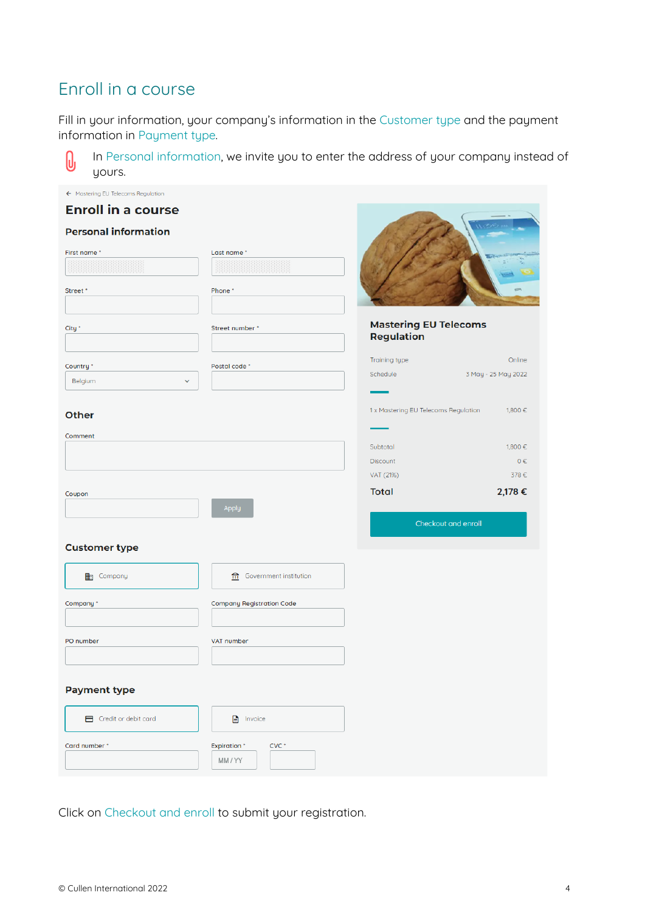## Enroll in a course

Fill in your information, your company's information in the Customer type and the payment information in Payment type.

In Personal information, we invite you to enter the address of your company instead of yours.

← Mastering EU Telecoms Regulation

**Enroll in a course**

**Personal information**

First name *

Last name *

Street *

Phone *

City *

Street number *

Country *

Belgium

Postal code *

**Other**

Comment

Coupon

Apply

**Customer type**

Company

Government institution

Company *

Company Registration Code

PO number

VAT number

**Payment type**

Credit or debit card

Invoice

Card number *

Expiration *

MM / YY

CVC *

**Mastering EU Telecoms Regulation**

Training type Online

Schedule 3 May - 25 May 2022

1 x Mastering EU Telecoms Regulation 1,800 €

Subtotal 1,800 €

Discount 0 €

VAT (21%) 378 €

**Total 2,178 €**

Checkout and enroll

Click on Checkout and enroll to submit your registration.

© Cullen International 2022